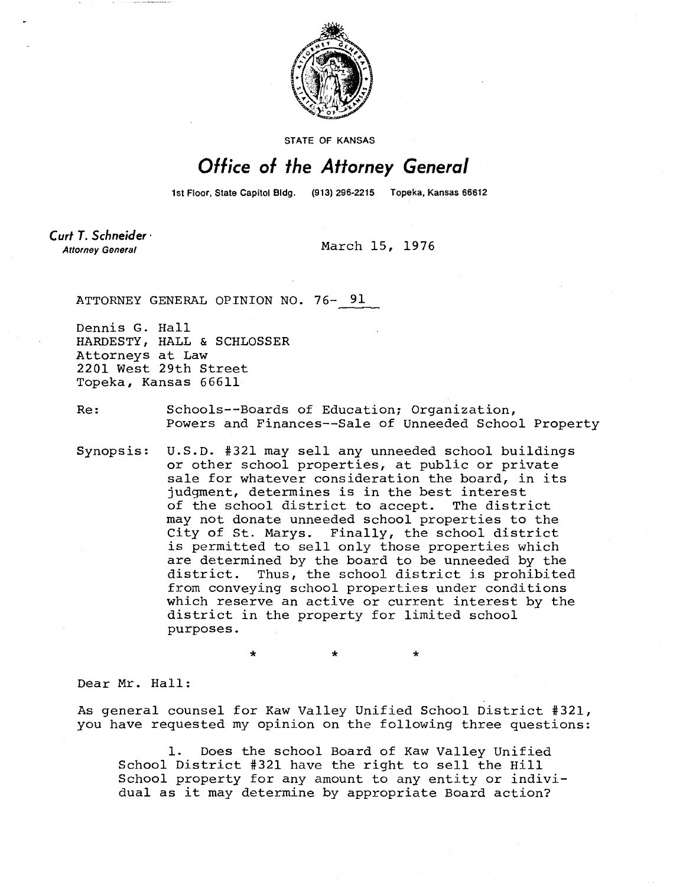STATE OF KANSAS

# Office of the Attorney General

1st Floor, State Capitol Bldg. (913) 296-2215 Topeka, Kansas 66612

**Curt T. Schneider**
*Attorney General*

March 15, 1976

ATTORNEY GENERAL OPINION NO. 76- 91

Dennis G. Hall
HARDESTY, HALL & SCHLOSSER
Attorneys at Law
2201 West 29th Street
Topeka, Kansas 66611

Re: Schools--Boards of Education; Organization, Powers and Finances--Sale of Unneeded School Property

Synopsis: U.S.D. #321 may sell any unneeded school buildings or other school properties, at public or private sale for whatever consideration the board, in its judgment, determines is in the best interest of the school district to accept. The district may not donate unneeded school properties to the City of St. Marys. Finally, the school district is permitted to sell only those properties which are determined by the board to be unneeded by the district. Thus, the school district is prohibited from conveying school properties under conditions which reserve an active or current interest by the district in the property for limited school purposes.

\* \* \*

Dear Mr. Hall:

As general counsel for Kaw Valley Unified School District #321, you have requested my opinion on the following three questions:

> 1. Does the school Board of Kaw Valley Unified School District #321 have the right to sell the Hill School property for any amount to any entity or individual as it may determine by appropriate Board action?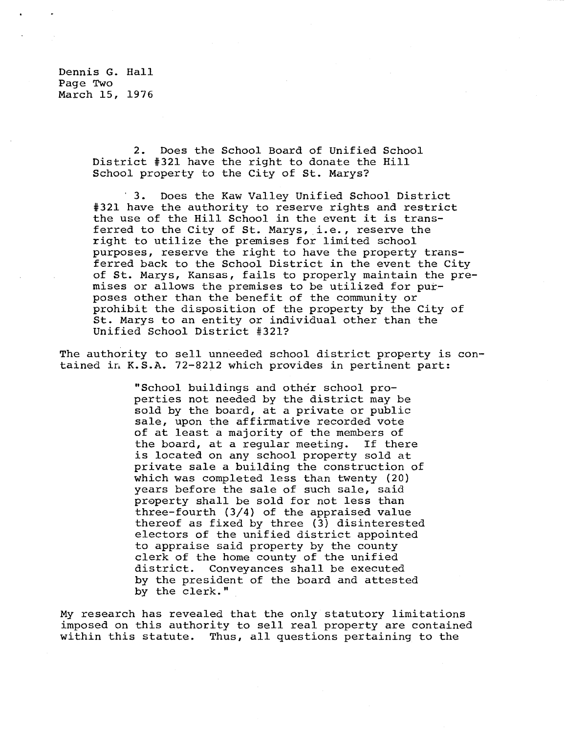2. Does the School Board of Unified School District #321 have the right to donate the Hill School property to the City of St. Marys?

3. Does the Kaw Valley Unified School District #321 have the authority to reserve rights and restrict the use of the Hill School in the event it is transferred to the City of St. Marys, i.e., reserve the right to utilize the premises for limited school purposes, reserve the right to have the property transferred back to the School District in the event the City of St. Marys, Kansas, fails to properly maintain the premises or allows the premises to be utilized for purposes other than the benefit of the community or prohibit the disposition of the property by the City of St. Marys to an entity or individual other than the Unified School District #321?

The authority to sell unneeded school district property is contained in K.S.A. 72-8212 which provides in pertinent part:

> "School buildings and other school properties not needed by the district may be sold by the board, at a private or public sale, upon the affirmative recorded vote of at least a majority of the members of the board, at a regular meeting. If there is located on any school property sold at private sale a building the construction of which was completed less than twenty (20) years before the sale of such sale, said property shall be sold for not less than three-fourth (3/4) of the appraised value thereof as fixed by three (3) disinterested electors of the unified district appointed to appraise said property by the county clerk of the home county of the unified district. Conveyances shall be executed by the president of the board and attested by the clerk."

My research has revealed that the only statutory limitations imposed on this authority to sell real property are contained within this statute. Thus, all questions pertaining to the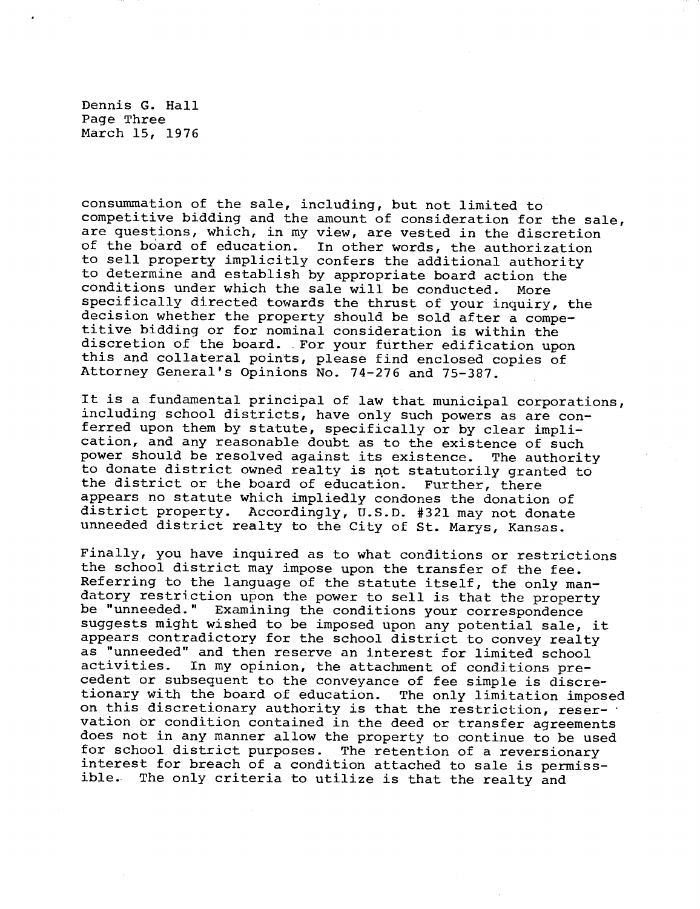consummation of the sale, including, but not limited to competitive bidding and the amount of consideration for the sale, are questions, which, in my view, are vested in the discretion of the board of education. In other words, the authorization to sell property implicitly confers the additional authority to determine and establish by appropriate board action the conditions under which the sale will be conducted. More specifically directed towards the thrust of your inquiry, the decision whether the property should be sold after a competitive bidding or for nominal consideration is within the discretion of the board. For your further edification upon this and collateral points, please find enclosed copies of Attorney General's Opinions No. 74-276 and 75-387.

It is a fundamental principal of law that municipal corporations, including school districts, have only such powers as are conferred upon them by statute, specifically or by clear implication, and any reasonable doubt as to the existence of such power should be resolved against its existence. The authority to donate district owned realty is not statutorily granted to the district or the board of education. Further, there appears no statute which impliedly condones the donation of district property. Accordingly, U.S.D. #321 may not donate unneeded district realty to the City of St. Marys, Kansas.

Finally, you have inquired as to what conditions or restrictions the school district may impose upon the transfer of the fee. Referring to the language of the statute itself, the only mandatory restriction upon the power to sell is that the property be "unneeded." Examining the conditions your correspondence suggests might wished to be imposed upon any potential sale, it appears contradictory for the school district to convey realty as "unneeded" and then reserve an interest for limited school activities. In my opinion, the attachment of conditions precedent or subsequent to the conveyance of fee simple is discretionary with the board of education. The only limitation imposed on this discretionary authority is that the restriction, reservation or condition contained in the deed or transfer agreements does not in any manner allow the property to continue to be used for school district purposes. The retention of a reversionary interest for breach of a condition attached to sale is permissible. The only criteria to utilize is that the realty and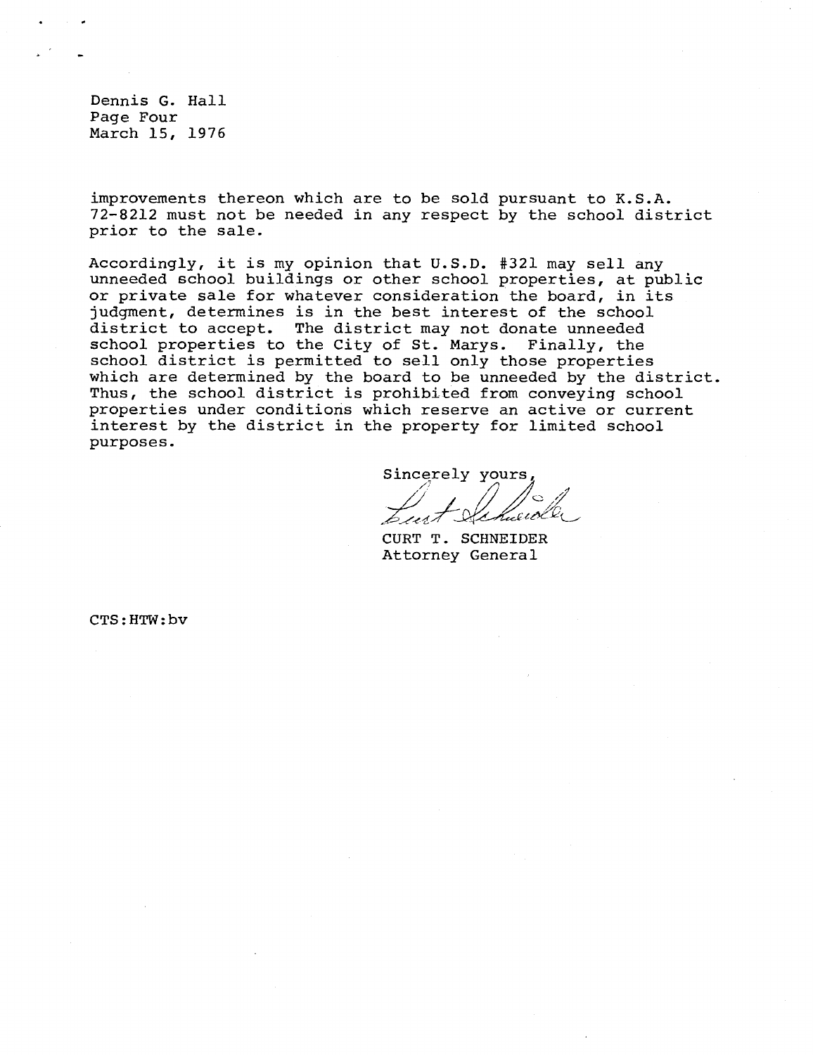Dennis G. Hall
Page Four
March 15, 1976

improvements thereon which are to be sold pursuant to K.S.A. 72-8212 must not be needed in any respect by the school district prior to the sale.

Accordingly, it is my opinion that U.S.D. #321 may sell any unneeded school buildings or other school properties, at public or private sale for whatever consideration the board, in its judgment, determines is in the best interest of the school district to accept. The district may not donate unneeded school properties to the City of St. Marys. Finally, the school district is permitted to sell only those properties which are determined by the board to be unneeded by the district. Thus, the school district is prohibited from conveying school properties under conditions which reserve an active or current interest by the district in the property for limited school purposes.

Sincerely yours,

CURT T. SCHNEIDER
Attorney General

CTS:HTW:bv